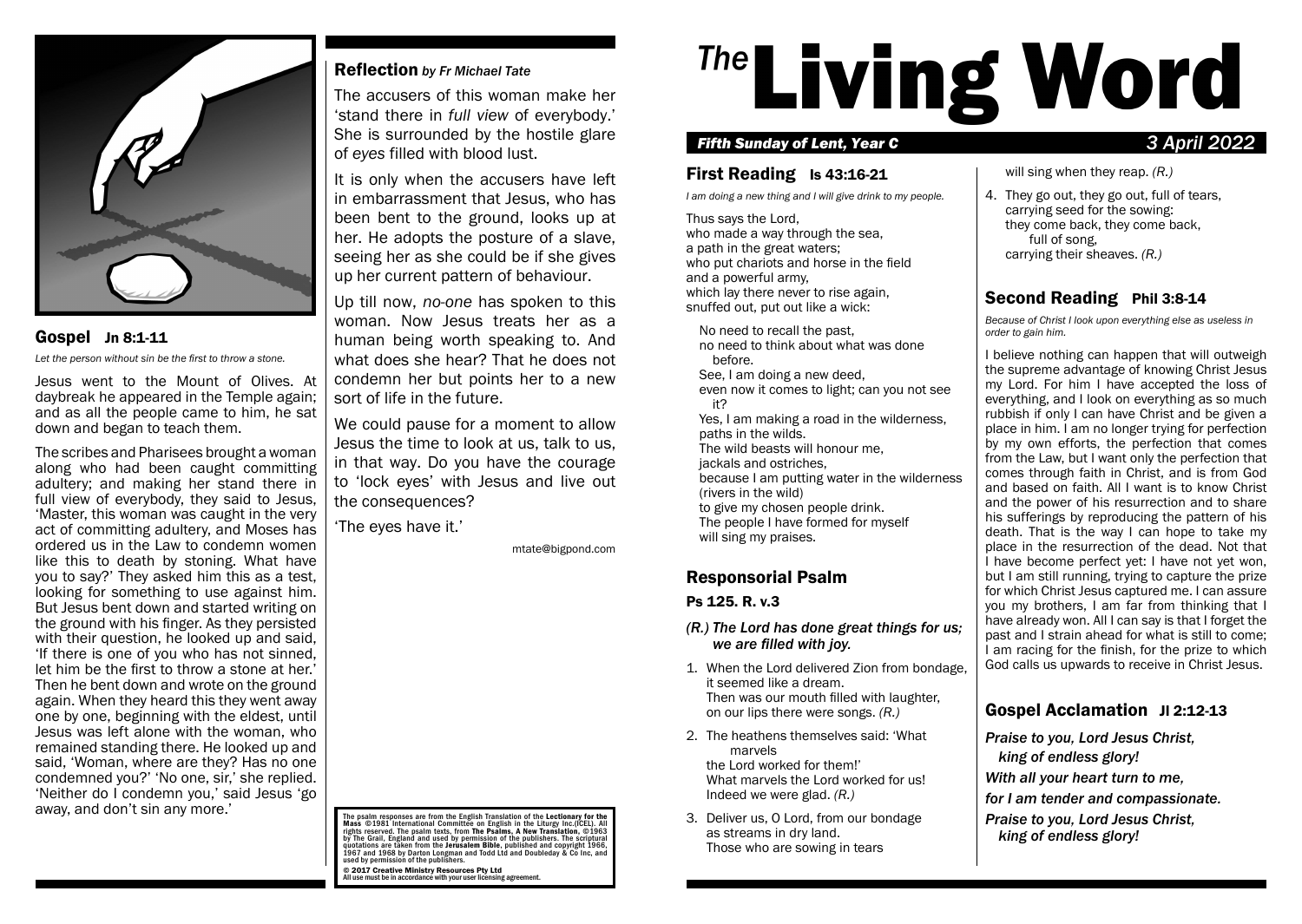## Gospel Jn 8:1-11

*Let the person without sin be the first to throw a stone.*

Jesus went to the Mount of Olives. At daybreak he appeared in the Temple again; and as all the people came to him, he sat down and began to teach them.

The scribes and Pharisees brought a woman along who had been caught committing adultery; and making her stand there in full view of everybody, they said to Jesus, 'Master, this woman was caught in the very act of committing adultery, and Moses has ordered us in the Law to condemn women like this to death by stoning. What have you to say?' They asked him this as a test, looking for something to use against him. But Jesus bent down and started writing on the ground with his finger. As they persisted with their question, he looked up and said, 'If there is one of you who has not sinned, let him be the first to throw a stone at her.' Then he bent down and wrote on the ground again. When they heard this they went away one by one, beginning with the eldest, until Jesus was left alone with the woman, who remained standing there. He looked up and said, 'Woman, where are they? Has no one condemned you?' 'No one, sir,' she replied. 'Neither do I condemn you,' said Jesus 'go away, and don't sin any more.'

## Reflection *by Fr Michael Tate*

The accusers of this woman make her 'stand there in *full view* of everybody.' She is surrounded by the hostile glare of *eyes* filled with blood lust.

It is only when the accusers have left in embarrassment that Jesus, who has been bent to the ground, looks up at her. He adopts the posture of a slave, seeing her as she could be if she gives up her current pattern of behaviour.

Up till now, *no-one* has spoken to this woman. Now Jesus treats her as a human being worth speaking to. And what does she hear? That he does not condemn her but points her to a new sort of life in the future.

We could pause for a moment to allow Jesus the time to look at us, talk to us, in that way. Do you have the courage to 'lock eyes' with Jesus and live out the consequences?

'The eyes have it.'

mtate@bigpond.com

The psalm responses are from the English Translation of the **Lectionary for the Mass** ©1981 International Committee on English in the Liturgy Inc.(ICEL). All rights reserved. The psalm texts, from **The Psalms, A New Translation**, ©1963 by The Grail, England and used by permission of the publishers. The scriptural quotations are taken from the **Jerusalem Bible**, published and copyright 1966, 1967 and 1968 by Darton Longman and Todd Ltd and Doubleday & Co Inc, and used by permission of the publishers.

**© 2017 Creative Ministry Resources Pty Ltd**
All use must be in accordance with your user licensing agreement.

# *The* Living Word

***Fifth Sunday of Lent, Year C*** *3 April 2022*

## First Reading Is 43:16-21

*I am doing a new thing and I will give drink to my people.*

Thus says the Lord,
who made a way through the sea,
a path in the great waters;
who put chariots and horse in the field
and a powerful army,
which lay there never to rise again,
snuffed out, put out like a wick:

No need to recall the past,
no need to think about what was done before.
See, I am doing a new deed,
even now it comes to light; can you not see it?
Yes, I am making a road in the wilderness,
paths in the wilds.
The wild beasts will honour me,
jackals and ostriches,
because I am putting water in the wilderness
(rivers in the wild)
to give my chosen people drink.
The people I have formed for myself
will sing my praises.

## Responsorial Psalm

### Ps 125. R. v.3

*(R.) The Lord has done great things for us; we are filled with joy.*

1. When the Lord delivered Zion from bondage, it seemed like a dream. Then was our mouth filled with laughter, on our lips there were songs. *(R.)*
2. The heathens themselves said: 'What marvels the Lord worked for them!' What marvels the Lord worked for us! Indeed we were glad. *(R.)*
3. Deliver us, O Lord, from our bondage as streams in dry land. Those who are sowing in tears will sing when they reap. *(R.)*
4. They go out, they go out, full of tears, carrying seed for the sowing: they come back, they come back, full of song, carrying their sheaves. *(R.)*

## Second Reading Phil 3:8-14

*Because of Christ I look upon everything else as useless in order to gain him.*

I believe nothing can happen that will outweigh the supreme advantage of knowing Christ Jesus my Lord. For him I have accepted the loss of everything, and I look on everything as so much rubbish if only I can have Christ and be given a place in him. I am no longer trying for perfection by my own efforts, the perfection that comes from the Law, but I want only the perfection that comes through faith in Christ, and is from God and based on faith. All I want is to know Christ and the power of his resurrection and to share his sufferings by reproducing the pattern of his death. That is the way I can hope to take my place in the resurrection of the dead. Not that I have become perfect yet: I have not yet won, but I am still running, trying to capture the prize for which Christ Jesus captured me. I can assure you my brothers, I am far from thinking that I have already won. All I can say is that I forget the past and I strain ahead for what is still to come; I am racing for the finish, for the prize to which God calls us upwards to receive in Christ Jesus.

## Gospel Acclamation Jl 2:12-13

*Praise to you, Lord Jesus Christ, king of endless glory!*
*With all your heart turn to me,*
*for I am tender and compassionate.*
*Praise to you, Lord Jesus Christ, king of endless glory!*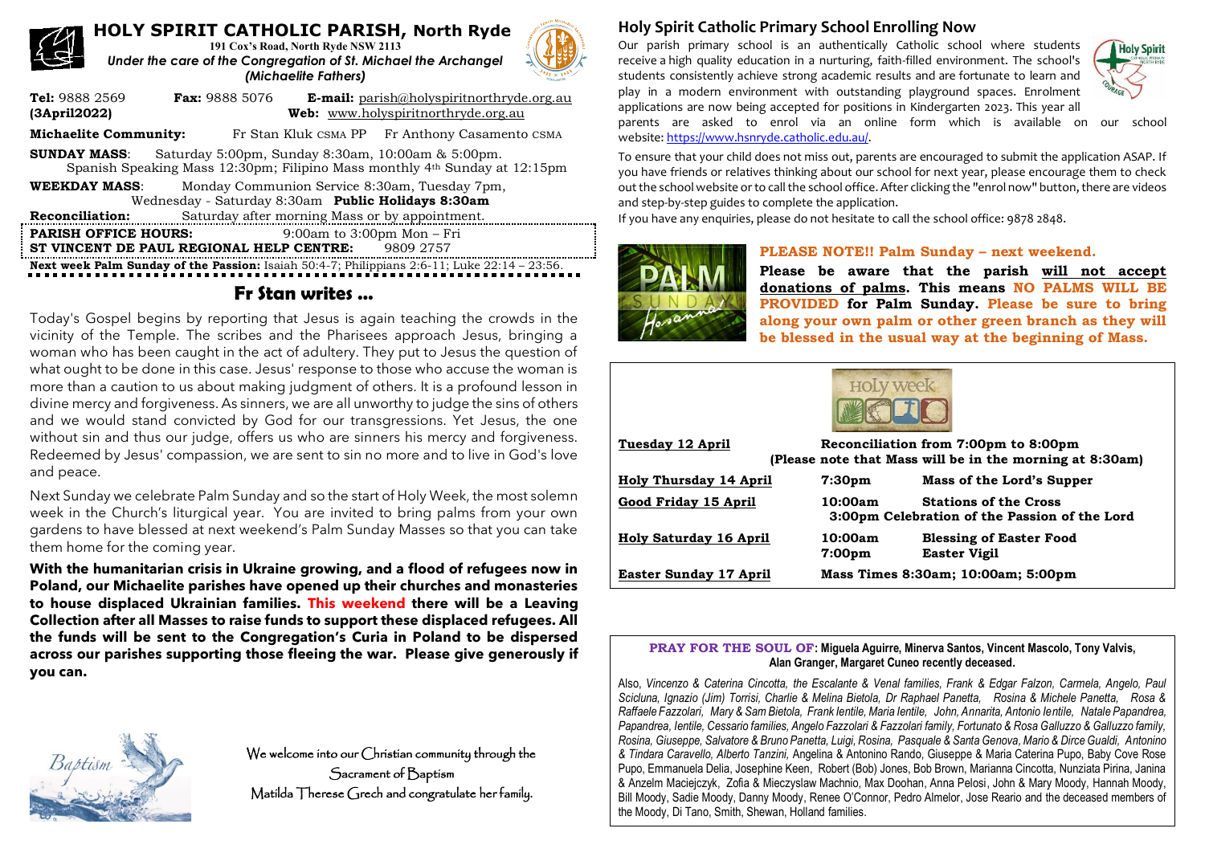# HOLY SPIRIT CATHOLIC PARISH, North Ryde

**191 Cox's Road, North Ryde NSW 2113**

***Under the care of the Congregation of St. Michael the Archangel (Michaelite Fathers)***

**Tel:** 9888 2569 **Fax:** 9888 5076 **E-mail:** parish@holyspiritnorthryde.org.au

**(3April2022)** **Web:** www.holyspiritnorthryde.org.au

**Michaelite Community:** Fr Stan Kluk CSMA PP Fr Anthony Casamento CSMA

**SUNDAY MASS**: Saturday 5:00pm, Sunday 8:30am, 10:00am & 5:00pm. Spanish Speaking Mass 12:30pm; Filipino Mass monthly 4th Sunday at 12:15pm

**WEEKDAY MASS**: Monday Communion Service 8:30am, Tuesday 7pm, Wednesday - Saturday 8:30am **Public Holidays 8:30am**

**Reconciliation:** Saturday after morning Mass or by appointment.

**PARISH OFFICE HOURS:** 9:00am to 3:00pm Mon – Fri

**ST VINCENT DE PAUL REGIONAL HELP CENTRE:** 9809 2757

**Next week Palm Sunday of the Passion:** Isaiah 50:4-7; Philippians 2:6-11; Luke 22:14 – 23:56.

## Fr Stan writes …

Today's Gospel begins by reporting that Jesus is again teaching the crowds in the vicinity of the Temple. The scribes and the Pharisees approach Jesus, bringing a woman who has been caught in the act of adultery. They put to Jesus the question of what ought to be done in this case. Jesus' response to those who accuse the woman is more than a caution to us about making judgment of others. It is a profound lesson in divine mercy and forgiveness. As sinners, we are all unworthy to judge the sins of others and we would stand convicted by God for our transgressions. Yet Jesus, the one without sin and thus our judge, offers us who are sinners his mercy and forgiveness. Redeemed by Jesus' compassion, we are sent to sin no more and to live in God's love and peace.

Next Sunday we celebrate Palm Sunday and so the start of Holy Week, the most solemn week in the Church's liturgical year. You are invited to bring palms from your own gardens to have blessed at next weekend's Palm Sunday Masses so that you can take them home for the coming year.

**With the humanitarian crisis in Ukraine growing, and a flood of refugees now in Poland, our Michaelite parishes have opened up their churches and monasteries to house displaced Ukrainian families. This weekend there will be a Leaving Collection after all Masses to raise funds to support these displaced refugees. All the funds will be sent to the Congregation's Curia in Poland to be dispersed across our parishes supporting those fleeing the war. Please give generously if you can.**

We welcome into our Christian community through the Sacrament of Baptism Matilda Therese Grech and congratulate her family.

## Holy Spirit Catholic Primary School Enrolling Now

Our parish primary school is an authentically Catholic school where students receive a high quality education in a nurturing, faith-filled environment. The school's students consistently achieve strong academic results and are fortunate to learn and play in a modern environment with outstanding playground spaces. Enrolment applications are now being accepted for positions in Kindergarten 2023. This year all parents are asked to enrol via an online form which is available on our school website: https://www.hsnryde.catholic.edu.au/.

To ensure that your child does not miss out, parents are encouraged to submit the application ASAP. If you have friends or relatives thinking about our school for next year, please encourage them to check out the school website or to call the school office. After clicking the "enrol now" button, there are videos and step-by-step guides to complete the application.

If you have any enquiries, please do not hesitate to call the school office: 9878 2848.

### PLEASE NOTE!! Palm Sunday – next weekend.

**Please be aware that the parish will not accept donations of palms. This means NO PALMS WILL BE PROVIDED for Palm Sunday. Please be sure to bring along your own palm or other green branch as they will be blessed in the usual way at the beginning of Mass.**

## Holy Week

| | | |
|---|---|---|
| **Tuesday 12 April** | **Reconciliation from 7:00pm to 8:00pm** (Please note that Mass will be in the morning at 8:30am) | |
| **Holy Thursday 14 April** | **7:30pm** | **Mass of the Lord's Supper** |
| **Good Friday 15 April** | **10:00am** | **Stations of the Cross** |
| | **3:00pm** | **Celebration of the Passion of the Lord** |
| **Holy Saturday 16 April** | **10:00am** | **Blessing of Easter Food** |
| | **7:00pm** | **Easter Vigil** |
| **Easter Sunday 17 April** | **Mass Times 8:30am; 10:00am; 5:00pm** | |

**PRAY FOR THE SOUL OF: Miguela Aguirre, Minerva Santos, Vincent Mascolo, Tony Valvis, Alan Granger, Margaret Cuneo recently deceased.**

Also, *Vincenzo & Caterina Cincotta, the Escalante & Venal families, Frank & Edgar Falzon, Carmela, Angelo, Paul Scicluna, Ignazio (Jim) Torrisi, Charlie & Melina Bietola, Dr Raphael Panetta, Rosina & Michele Panetta, Rosa & Raffaele Fazzolari, Mary & Sam Bietola, Frank Ientile, Maria Ientile, John, Annarita, Antonio Ientile, Natale Papandrea, Papandrea, Ientile, Cessario families, Angelo Fazzolari & Fazzolari family, Fortunato & Rosa Galluzzo & Galluzzo family, Rosina, Giuseppe, Salvatore & Bruno Panetta, Luigi, Rosina, Pasquale & Santa Genova, Mario & Dirce Gualdi, Antonino & Tindara Caravello, Alberto Tanzini,* Angelina & Antonino Rando, Giuseppe & Maria Caterina Pupo, Baby Cove Rose Pupo, Emmanuela Delia, Josephine Keen, Robert (Bob) Jones, Bob Brown, Marianna Cincotta, Nunziata Pirina, Janina & Anzelm Maciejczyk, Zofia & Mieczyslaw Machnio, Max Doohan, Anna Pelosi, John & Mary Moody, Hannah Moody, Bill Moody, Sadie Moody, Danny Moody, Renee O'Connor, Pedro Almelor, Jose Reario and the deceased members of the Moody, Di Tano, Smith, Shewan, Holland families.